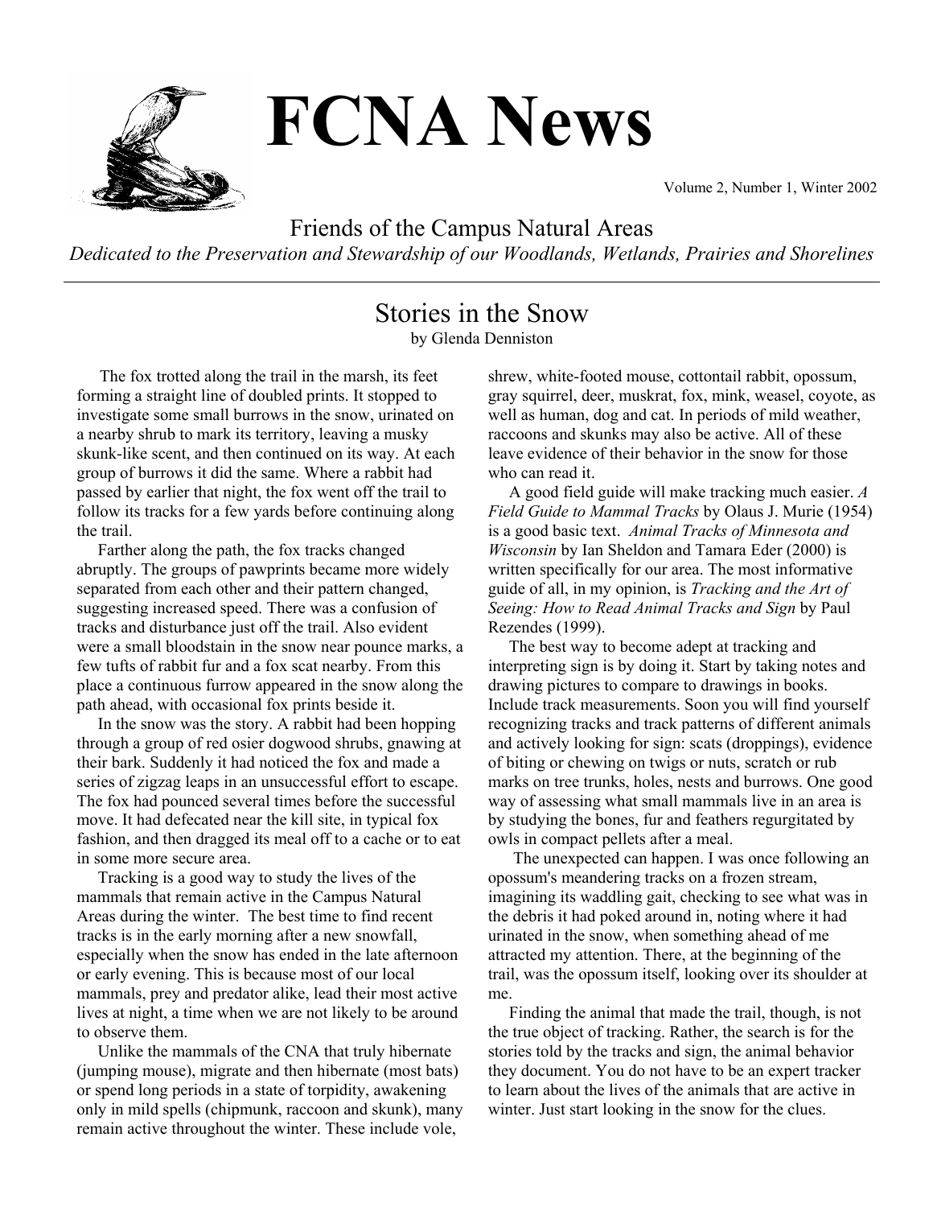# FCNA News

Volume 2, Number 1, Winter 2002

Friends of the Campus Natural Areas

*Dedicated to the Preservation and Stewardship of our Woodlands, Wetlands, Prairies and Shorelines*

## Stories in the Snow

by Glenda Denniston

The fox trotted along the trail in the marsh, its feet forming a straight line of doubled prints. It stopped to investigate some small burrows in the snow, urinated on a nearby shrub to mark its territory, leaving a musky skunk-like scent, and then continued on its way. At each group of burrows it did the same. Where a rabbit had passed by earlier that night, the fox went off the trail to follow its tracks for a few yards before continuing along the trail.

Farther along the path, the fox tracks changed abruptly. The groups of pawprints became more widely separated from each other and their pattern changed, suggesting increased speed. There was a confusion of tracks and disturbance just off the trail. Also evident were a small bloodstain in the snow near pounce marks, a few tufts of rabbit fur and a fox scat nearby. From this place a continuous furrow appeared in the snow along the path ahead, with occasional fox prints beside it.

In the snow was the story. A rabbit had been hopping through a group of red osier dogwood shrubs, gnawing at their bark. Suddenly it had noticed the fox and made a series of zigzag leaps in an unsuccessful effort to escape. The fox had pounced several times before the successful move. It had defecated near the kill site, in typical fox fashion, and then dragged its meal off to a cache or to eat in some more secure area.

Tracking is a good way to study the lives of the mammals that remain active in the Campus Natural Areas during the winter. The best time to find recent tracks is in the early morning after a new snowfall, especially when the snow has ended in the late afternoon or early evening. This is because most of our local mammals, prey and predator alike, lead their most active lives at night, a time when we are not likely to be around to observe them.

Unlike the mammals of the CNA that truly hibernate (jumping mouse), migrate and then hibernate (most bats) or spend long periods in a state of torpidity, awakening only in mild spells (chipmunk, raccoon and skunk), many remain active throughout the winter. These include vole, shrew, white-footed mouse, cottontail rabbit, opossum, gray squirrel, deer, muskrat, fox, mink, weasel, coyote, as well as human, dog and cat. In periods of mild weather, raccoons and skunks may also be active. All of these leave evidence of their behavior in the snow for those who can read it.

A good field guide will make tracking much easier. *A Field Guide to Mammal Tracks* by Olaus J. Murie (1954) is a good basic text. *Animal Tracks of Minnesota and Wisconsin* by Ian Sheldon and Tamara Eder (2000) is written specifically for our area. The most informative guide of all, in my opinion, is *Tracking and the Art of Seeing: How to Read Animal Tracks and Sign* by Paul Rezendes (1999).

The best way to become adept at tracking and interpreting sign is by doing it. Start by taking notes and drawing pictures to compare to drawings in books. Include track measurements. Soon you will find yourself recognizing tracks and track patterns of different animals and actively looking for sign: scats (droppings), evidence of biting or chewing on twigs or nuts, scratch or rub marks on tree trunks, holes, nests and burrows. One good way of assessing what small mammals live in an area is by studying the bones, fur and feathers regurgitated by owls in compact pellets after a meal.

The unexpected can happen. I was once following an opossum's meandering tracks on a frozen stream, imagining its waddling gait, checking to see what was in the debris it had poked around in, noting where it had urinated in the snow, when something ahead of me attracted my attention. There, at the beginning of the trail, was the opossum itself, looking over its shoulder at me.

Finding the animal that made the trail, though, is not the true object of tracking. Rather, the search is for the stories told by the tracks and sign, the animal behavior they document. You do not have to be an expert tracker to learn about the lives of the animals that are active in winter. Just start looking in the snow for the clues.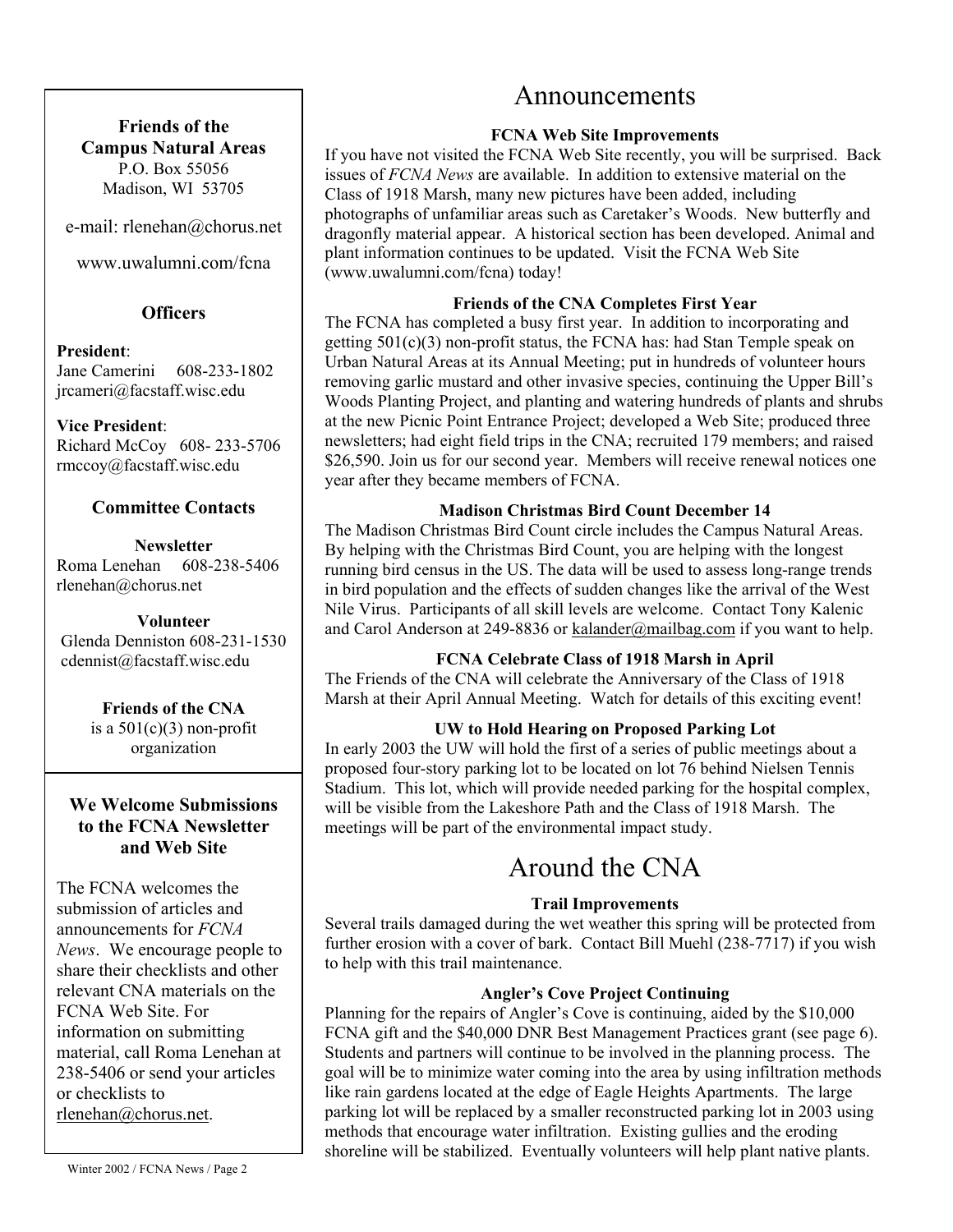**Friends of the Campus Natural Areas**
P.O. Box 55056
Madison, WI 53705

e-mail: rlenehan@chorus.net

www.uwalumni.com/fcna

### Officers

**President**:
Jane Camerini 608-233-1802
jrcameri@facstaff.wisc.edu

**Vice President**:
Richard McCoy 608- 233-5706
rmccoy@facstaff.wisc.edu

### Committee Contacts

**Newsletter**
Roma Lenehan 608-238-5406
rlenehan@chorus.net

**Volunteer**
Glenda Denniston 608-231-1530
cdennist@facstaff.wisc.edu

**Friends of the CNA**
is a 501(c)(3) non-profit organization

### We Welcome Submissions to the FCNA Newsletter and Web Site

The FCNA welcomes the submission of articles and announcements for *FCNA News*. We encourage people to share their checklists and other relevant CNA materials on the FCNA Web Site. For information on submitting material, call Roma Lenehan at 238-5406 or send your articles or checklists to rlenehan@chorus.net.

# Announcements

### FCNA Web Site Improvements

If you have not visited the FCNA Web Site recently, you will be surprised. Back issues of *FCNA News* are available. In addition to extensive material on the Class of 1918 Marsh, many new pictures have been added, including photographs of unfamiliar areas such as Caretaker's Woods. New butterfly and dragonfly material appear. A historical section has been developed. Animal and plant information continues to be updated. Visit the FCNA Web Site (www.uwalumni.com/fcna) today!

### Friends of the CNA Completes First Year

The FCNA has completed a busy first year. In addition to incorporating and getting 501(c)(3) non-profit status, the FCNA has: had Stan Temple speak on Urban Natural Areas at its Annual Meeting; put in hundreds of volunteer hours removing garlic mustard and other invasive species, continuing the Upper Bill's Woods Planting Project, and planting and watering hundreds of plants and shrubs at the new Picnic Point Entrance Project; developed a Web Site; produced three newsletters; had eight field trips in the CNA; recruited 179 members; and raised $26,590. Join us for our second year. Members will receive renewal notices one year after they became members of FCNA.

### Madison Christmas Bird Count December 14

The Madison Christmas Bird Count circle includes the Campus Natural Areas. By helping with the Christmas Bird Count, you are helping with the longest running bird census in the US. The data will be used to assess long-range trends in bird population and the effects of sudden changes like the arrival of the West Nile Virus. Participants of all skill levels are welcome. Contact Tony Kalenic and Carol Anderson at 249-8836 or kalander@mailbag.com if you want to help.

### FCNA Celebrate Class of 1918 Marsh in April

The Friends of the CNA will celebrate the Anniversary of the Class of 1918 Marsh at their April Annual Meeting. Watch for details of this exciting event!

### UW to Hold Hearing on Proposed Parking Lot

In early 2003 the UW will hold the first of a series of public meetings about a proposed four-story parking lot to be located on lot 76 behind Nielsen Tennis Stadium. This lot, which will provide needed parking for the hospital complex, will be visible from the Lakeshore Path and the Class of 1918 Marsh. The meetings will be part of the environmental impact study.

# Around the CNA

### Trail Improvements

Several trails damaged during the wet weather this spring will be protected from further erosion with a cover of bark. Contact Bill Muehl (238-7717) if you wish to help with this trail maintenance.

### Angler's Cove Project Continuing

Planning for the repairs of Angler's Cove is continuing, aided by the $10,000 FCNA gift and the $40,000 DNR Best Management Practices grant (see page 6). Students and partners will continue to be involved in the planning process. The goal will be to minimize water coming into the area by using infiltration methods like rain gardens located at the edge of Eagle Heights Apartments. The large parking lot will be replaced by a smaller reconstructed parking lot in 2003 using methods that encourage water infiltration. Existing gullies and the eroding shoreline will be stabilized. Eventually volunteers will help plant native plants.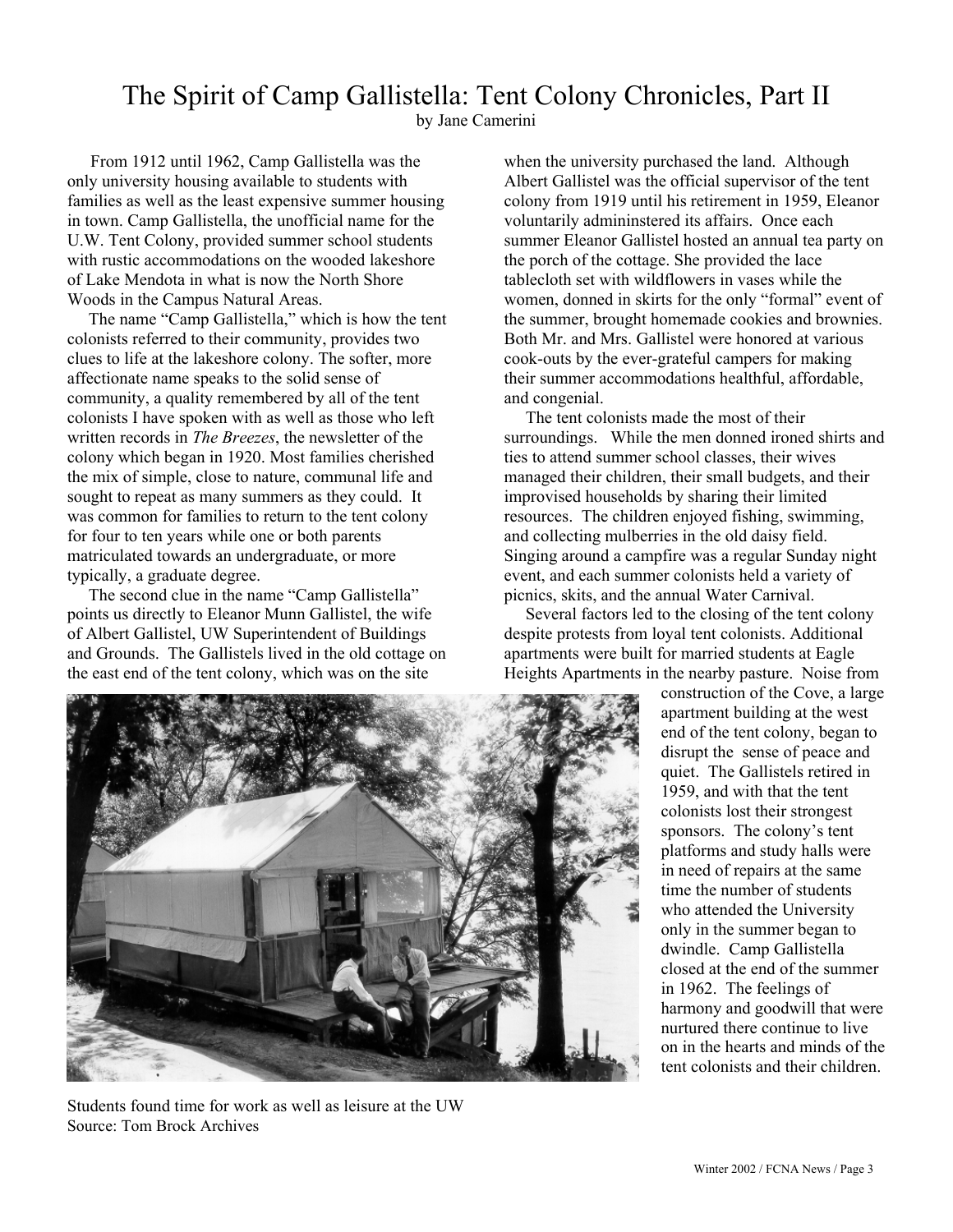# The Spirit of Camp Gallistella: Tent Colony Chronicles, Part II

by Jane Camerini

From 1912 until 1962, Camp Gallistella was the only university housing available to students with families as well as the least expensive summer housing in town. Camp Gallistella, the unofficial name for the U.W. Tent Colony, provided summer school students with rustic accommodations on the wooded lakeshore of Lake Mendota in what is now the North Shore Woods in the Campus Natural Areas.

The name "Camp Gallistella," which is how the tent colonists referred to their community, provides two clues to life at the lakeshore colony. The softer, more affectionate name speaks to the solid sense of community, a quality remembered by all of the tent colonists I have spoken with as well as those who left written records in *The Breezes*, the newsletter of the colony which began in 1920. Most families cherished the mix of simple, close to nature, communal life and sought to repeat as many summers as they could. It was common for families to return to the tent colony for four to ten years while one or both parents matriculated towards an undergraduate, or more typically, a graduate degree.

The second clue in the name "Camp Gallistella" points us directly to Eleanor Munn Gallistel, the wife of Albert Gallistel, UW Superintendent of Buildings and Grounds. The Gallistels lived in the old cottage on the east end of the tent colony, which was on the site when the university purchased the land. Although Albert Gallistel was the official supervisor of the tent colony from 1919 until his retirement in 1959, Eleanor voluntarily admininstered its affairs. Once each summer Eleanor Gallistel hosted an annual tea party on the porch of the cottage. She provided the lace tablecloth set with wildflowers in vases while the women, donned in skirts for the only "formal" event of the summer, brought homemade cookies and brownies. Both Mr. and Mrs. Gallistel were honored at various cook-outs by the ever-grateful campers for making their summer accommodations healthful, affordable, and congenial.

The tent colonists made the most of their surroundings. While the men donned ironed shirts and ties to attend summer school classes, their wives managed their children, their small budgets, and their improvised households by sharing their limited resources. The children enjoyed fishing, swimming, and collecting mulberries in the old daisy field. Singing around a campfire was a regular Sunday night event, and each summer colonists held a variety of picnics, skits, and the annual Water Carnival.

Several factors led to the closing of the tent colony despite protests from loyal tent colonists. Additional apartments were built for married students at Eagle Heights Apartments in the nearby pasture. Noise from construction of the Cove, a large apartment building at the west end of the tent colony, began to disrupt the sense of peace and quiet. The Gallistels retired in 1959, and with that the tent colonists lost their strongest sponsors. The colony's tent platforms and study halls were in need of repairs at the same time the number of students who attended the University only in the summer began to dwindle. Camp Gallistella closed at the end of the summer in 1962. The feelings of harmony and goodwill that were nurtured there continue to live on in the hearts and minds of the tent colonists and their children.

Students found time for work as well as leisure at the UW
Source: Tom Brock Archives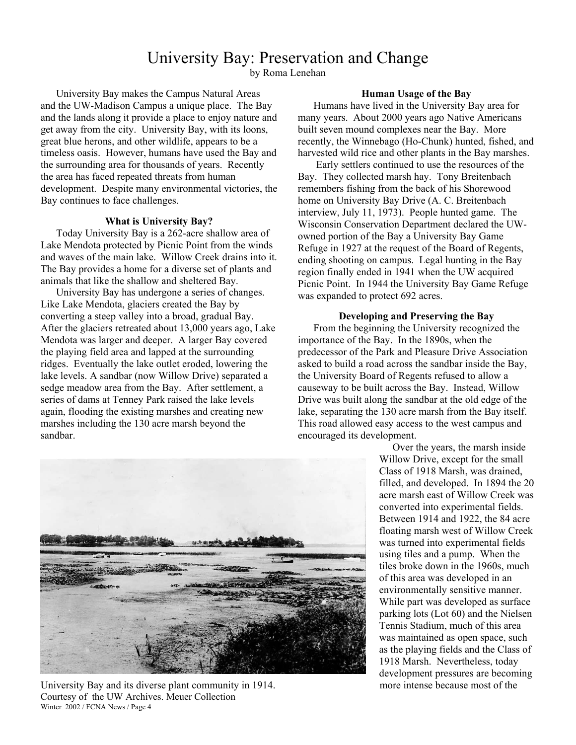# University Bay: Preservation and Change

by Roma Lenehan

University Bay makes the Campus Natural Areas and the UW-Madison Campus a unique place. The Bay and the lands along it provide a place to enjoy nature and get away from the city. University Bay, with its loons, great blue herons, and other wildlife, appears to be a timeless oasis. However, humans have used the Bay and the surrounding area for thousands of years. Recently the area has faced repeated threats from human development. Despite many environmental victories, the Bay continues to face challenges.

### What is University Bay?

Today University Bay is a 262-acre shallow area of Lake Mendota protected by Picnic Point from the winds and waves of the main lake. Willow Creek drains into it. The Bay provides a home for a diverse set of plants and animals that like the shallow and sheltered Bay.

University Bay has undergone a series of changes. Like Lake Mendota, glaciers created the Bay by converting a steep valley into a broad, gradual Bay. After the glaciers retreated about 13,000 years ago, Lake Mendota was larger and deeper. A larger Bay covered the playing field area and lapped at the surrounding ridges. Eventually the lake outlet eroded, lowering the lake levels. A sandbar (now Willow Drive) separated a sedge meadow area from the Bay. After settlement, a series of dams at Tenney Park raised the lake levels again, flooding the existing marshes and creating new marshes including the 130 acre marsh beyond the sandbar.

### Human Usage of the Bay

Humans have lived in the University Bay area for many years. About 2000 years ago Native Americans built seven mound complexes near the Bay. More recently, the Winnebago (Ho-Chunk) hunted, fished, and harvested wild rice and other plants in the Bay marshes.

Early settlers continued to use the resources of the Bay. They collected marsh hay. Tony Breitenbach remembers fishing from the back of his Shorewood home on University Bay Drive (A. C. Breitenbach interview, July 11, 1973). People hunted game. The Wisconsin Conservation Department declared the UW-owned portion of the Bay a University Bay Game Refuge in 1927 at the request of the Board of Regents, ending shooting on campus. Legal hunting in the Bay region finally ended in 1941 when the UW acquired Picnic Point. In 1944 the University Bay Game Refuge was expanded to protect 692 acres.

### Developing and Preserving the Bay

From the beginning the University recognized the importance of the Bay. In the 1890s, when the predecessor of the Park and Pleasure Drive Association asked to build a road across the sandbar inside the Bay, the University Board of Regents refused to allow a causeway to be built across the Bay. Instead, Willow Drive was built along the sandbar at the old edge of the lake, separating the 130 acre marsh from the Bay itself. This road allowed easy access to the west campus and encouraged its development.

Over the years, the marsh inside Willow Drive, except for the small Class of 1918 Marsh, was drained, filled, and developed. In 1894 the 20 acre marsh east of Willow Creek was converted into experimental fields. Between 1914 and 1922, the 84 acre floating marsh west of Willow Creek was turned into experimental fields using tiles and a pump. When the tiles broke down in the 1960s, much of this area was developed in an environmentally sensitive manner. While part was developed as surface parking lots (Lot 60) and the Nielsen Tennis Stadium, much of this area was maintained as open space, such as the playing fields and the Class of 1918 Marsh. Nevertheless, today development pressures are becoming more intense because most of the

University Bay and its diverse plant community in 1914. Courtesy of the UW Archives. Meuer Collection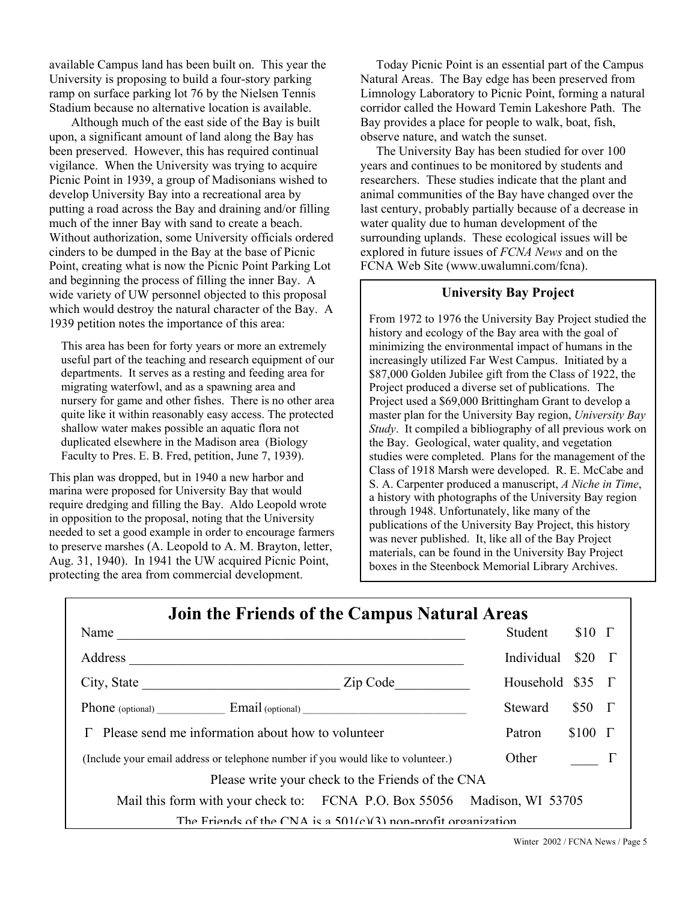available Campus land has been built on. This year the University is proposing to build a four-story parking ramp on surface parking lot 76 by the Nielsen Tennis Stadium because no alternative location is available.

Although much of the east side of the Bay is built upon, a significant amount of land along the Bay has been preserved. However, this has required continual vigilance. When the University was trying to acquire Picnic Point in 1939, a group of Madisonians wished to develop University Bay into a recreational area by putting a road across the Bay and draining and/or filling much of the inner Bay with sand to create a beach. Without authorization, some University officials ordered cinders to be dumped in the Bay at the base of Picnic Point, creating what is now the Picnic Point Parking Lot and beginning the process of filling the inner Bay. A wide variety of UW personnel objected to this proposal which would destroy the natural character of the Bay. A 1939 petition notes the importance of this area:

> This area has been for forty years or more an extremely useful part of the teaching and research equipment of our departments. It serves as a resting and feeding area for migrating waterfowl, and as a spawning area and nursery for game and other fishes. There is no other area quite like it within reasonably easy access. The protected shallow water makes possible an aquatic flora not duplicated elsewhere in the Madison area (Biology Faculty to Pres. E. B. Fred, petition, June 7, 1939).

This plan was dropped, but in 1940 a new harbor and marina were proposed for University Bay that would require dredging and filling the Bay. Aldo Leopold wrote in opposition to the proposal, noting that the University needed to set a good example in order to encourage farmers to preserve marshes (A. Leopold to A. M. Brayton, letter, Aug. 31, 1940). In 1941 the UW acquired Picnic Point, protecting the area from commercial development.

Today Picnic Point is an essential part of the Campus Natural Areas. The Bay edge has been preserved from Limnology Laboratory to Picnic Point, forming a natural corridor called the Howard Temin Lakeshore Path. The Bay provides a place for people to walk, boat, fish, observe nature, and watch the sunset.

The University Bay has been studied for over 100 years and continues to be monitored by students and researchers. These studies indicate that the plant and animal communities of the Bay have changed over the last century, probably partially because of a decrease in water quality due to human development of the surrounding uplands. These ecological issues will be explored in future issues of *FCNA News* and on the FCNA Web Site (www.uwalumni.com/fcna).

### University Bay Project

From 1972 to 1976 the University Bay Project studied the history and ecology of the Bay area with the goal of minimizing the environmental impact of humans in the increasingly utilized Far West Campus. Initiated by a $87,000 Golden Jubilee gift from the Class of 1922, the Project produced a diverse set of publications. The Project used a $69,000 Brittingham Grant to develop a master plan for the University Bay region, *University Bay Study*. It compiled a bibliography of all previous work on the Bay. Geological, water quality, and vegetation studies were completed. Plans for the management of the Class of 1918 Marsh were developed. R. E. McCabe and S. A. Carpenter produced a manuscript, *A Niche in Time*, a history with photographs of the University Bay region through 1948. Unfortunately, like many of the publications of the University Bay Project, this history was never published. It, like all of the Bay Project materials, can be found in the University Bay Project boxes in the Steenbock Memorial Library Archives.

## Join the Friends of the Campus Natural Areas

| | | | |
|---|---|---|---|
| Name ______________________________ | Student | $10 | Γ |
| Address ______________________________ | Individual | $20 | Γ |
| City, State ________________ Zip Code __________ | Household | $35 | Γ |
| Phone (optional) __________ Email (optional) ________________ | Steward | $50 | Γ |
| Γ Please send me information about how to volunteer | Patron | $100 | Γ |
| (Include your email address or telephone number if you would like to volunteer.) | Other | ____ | Γ |

Please write your check to the Friends of the CNA

Mail this form with your check to: FCNA P.O. Box 55056 Madison, WI 53705

The Friends of the CNA is a 501(c)(3) non-profit organization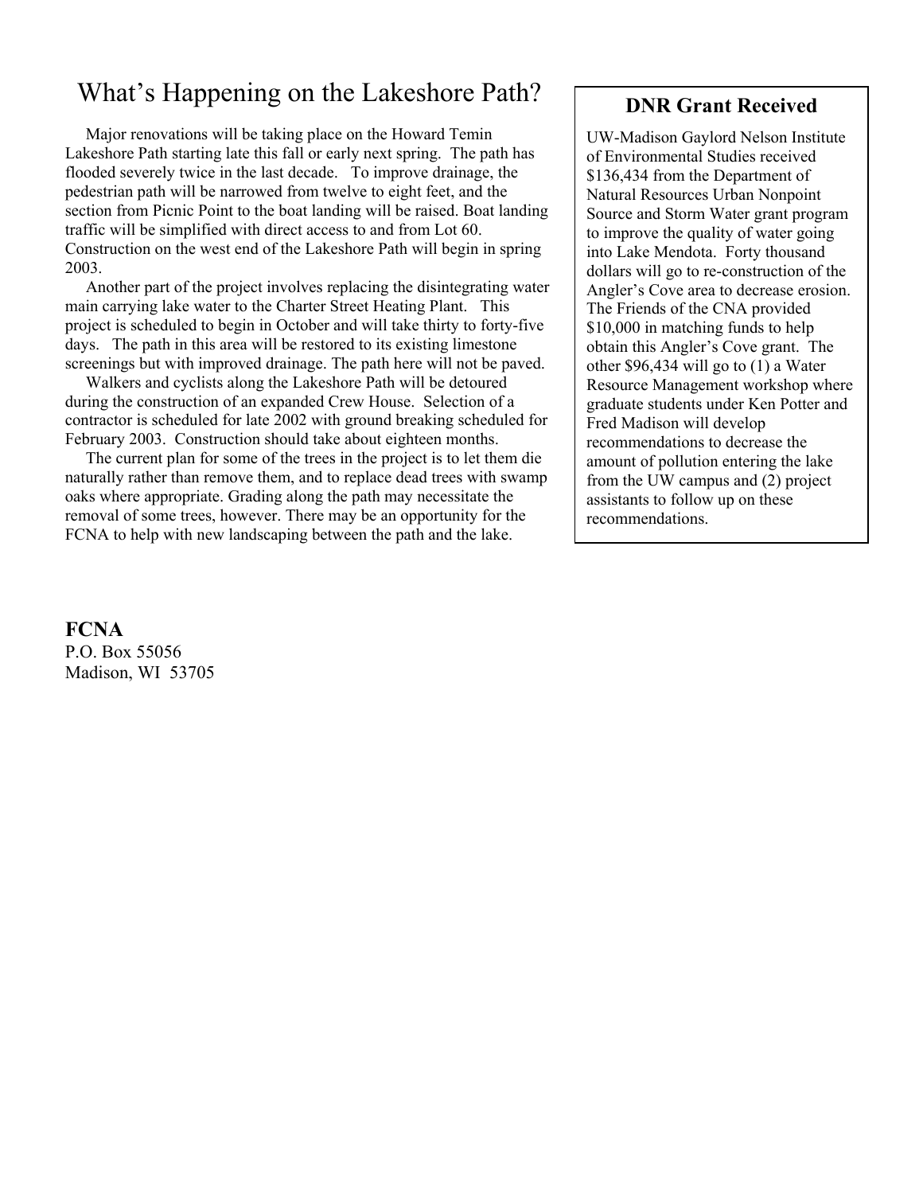# What's Happening on the Lakeshore Path?

Major renovations will be taking place on the Howard Temin Lakeshore Path starting late this fall or early next spring. The path has flooded severely twice in the last decade. To improve drainage, the pedestrian path will be narrowed from twelve to eight feet, and the section from Picnic Point to the boat landing will be raised. Boat landing traffic will be simplified with direct access to and from Lot 60. Construction on the west end of the Lakeshore Path will begin in spring 2003.

Another part of the project involves replacing the disintegrating water main carrying lake water to the Charter Street Heating Plant. This project is scheduled to begin in October and will take thirty to forty-five days. The path in this area will be restored to its existing limestone screenings but with improved drainage. The path here will not be paved.

Walkers and cyclists along the Lakeshore Path will be detoured during the construction of an expanded Crew House. Selection of a contractor is scheduled for late 2002 with ground breaking scheduled for February 2003. Construction should take about eighteen months.

The current plan for some of the trees in the project is to let them die naturally rather than remove them, and to replace dead trees with swamp oaks where appropriate. Grading along the path may necessitate the removal of some trees, however. There may be an opportunity for the FCNA to help with new landscaping between the path and the lake.

## DNR Grant Received

UW-Madison Gaylord Nelson Institute of Environmental Studies received $136,434 from the Department of Natural Resources Urban Nonpoint Source and Storm Water grant program to improve the quality of water going into Lake Mendota. Forty thousand dollars will go to re-construction of the Angler's Cove area to decrease erosion. The Friends of the CNA provided $10,000 in matching funds to help obtain this Angler's Cove grant. The other $96,434 will go to (1) a Water Resource Management workshop where graduate students under Ken Potter and Fred Madison will develop recommendations to decrease the amount of pollution entering the lake from the UW campus and (2) project assistants to follow up on these recommendations.

**FCNA**
P.O. Box 55056
Madison, WI 53705